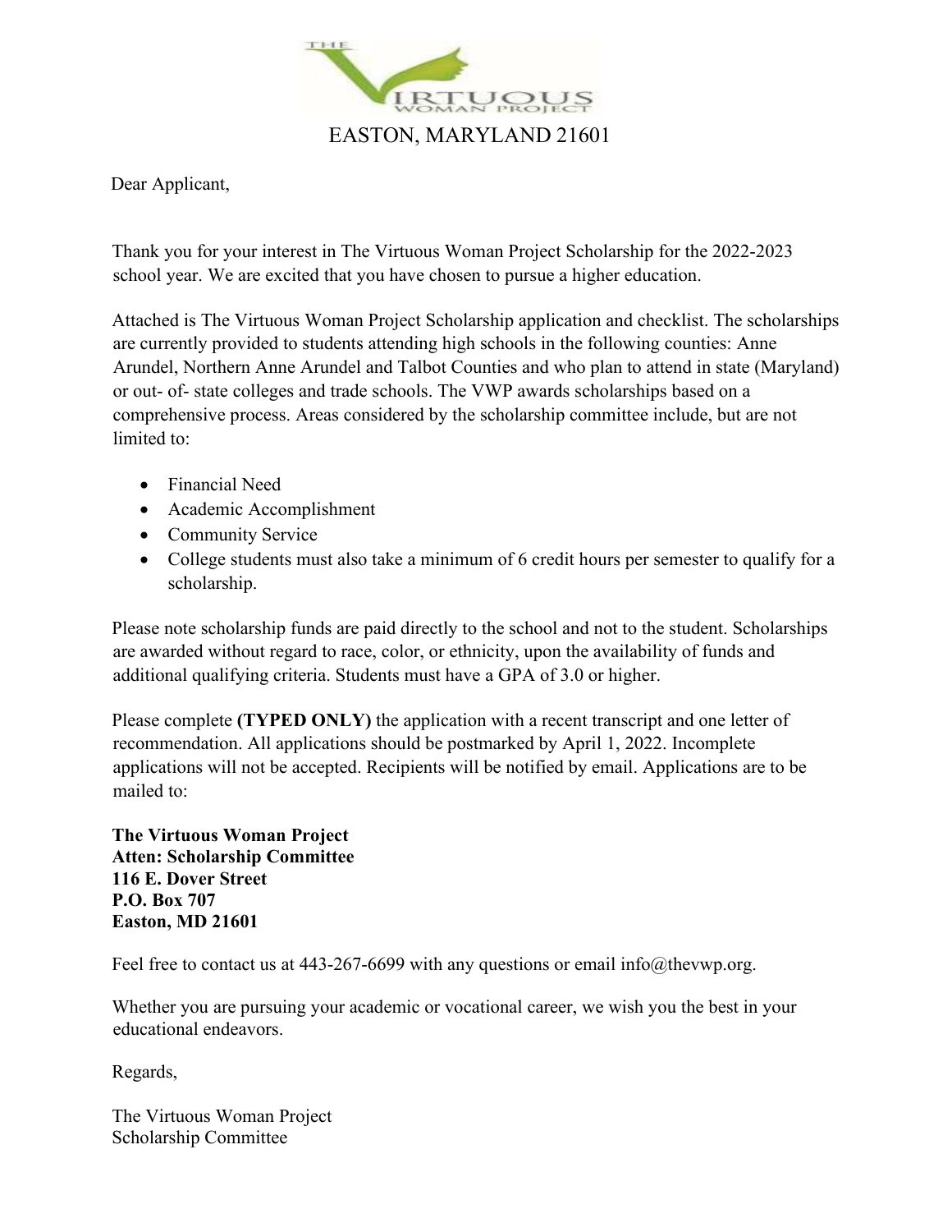EASTON, MARYLAND 21601

Dear Applicant,

Thank you for your interest in The Virtuous Woman Project Scholarship for the 2022-2023 school year. We are excited that you have chosen to pursue a higher education.

Attached is The Virtuous Woman Project Scholarship application and checklist. The scholarships are currently provided to students attending high schools in the following counties: Anne Arundel, Northern Anne Arundel and Talbot Counties and who plan to attend in state (Maryland) or out- of- state colleges and trade schools. The VWP awards scholarships based on a comprehensive process. Areas considered by the scholarship committee include, but are not limited to:

- Financial Need
- Academic Accomplishment
- Community Service
- College students must also take a minimum of 6 credit hours per semester to qualify for a scholarship.

Please note scholarship funds are paid directly to the school and not to the student. Scholarships are awarded without regard to race, color, or ethnicity, upon the availability of funds and additional qualifying criteria. Students must have a GPA of 3.0 or higher.

Please complete **(TYPED ONLY)** the application with a recent transcript and one letter of recommendation. All applications should be postmarked by April 1, 2022. Incomplete applications will not be accepted. Recipients will be notified by email. Applications are to be mailed to:

**The Virtuous Woman Project**
**Atten: Scholarship Committee**
**116 E. Dover Street**
**P.O. Box 707**
**Easton, MD 21601**

Feel free to contact us at 443-267-6699 with any questions or email info@thevwp.org.

Whether you are pursuing your academic or vocational career, we wish you the best in your educational endeavors.

Regards,

The Virtuous Woman Project
Scholarship Committee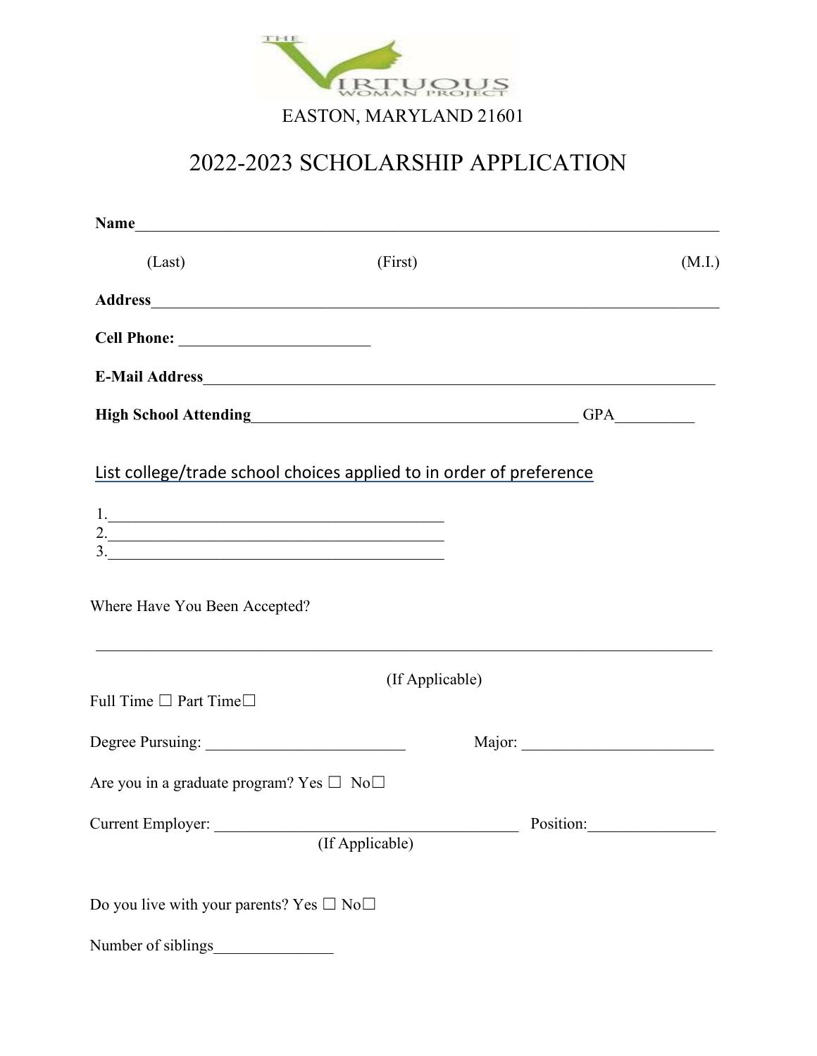EASTON, MARYLAND 21601

# 2022-2023 SCHOLARSHIP APPLICATION

**Name**_______________________________________________________________________

(Last) (First) (M.I.)

**Address**_____________________________________________________________________

**Cell Phone:** ________________________

**E-Mail Address**_______________________________________________________________

**High School Attending**_________________________________________ GPA__________

List college/trade school choices applied to in order of preference

1.__________________________________________
2.__________________________________________
3.__________________________________________

Where Have You Been Accepted?

_______________________________________________________________________________

(If Applicable)

Full Time ☐ Part Time☐

Degree Pursuing: _________________________ Major: ________________________

Are you in a graduate program? Yes ☐ No☐

Current Employer: _______________________________________ Position:________________

(If Applicable)

Do you live with your parents? Yes ☐ No☐

Number of siblings_______________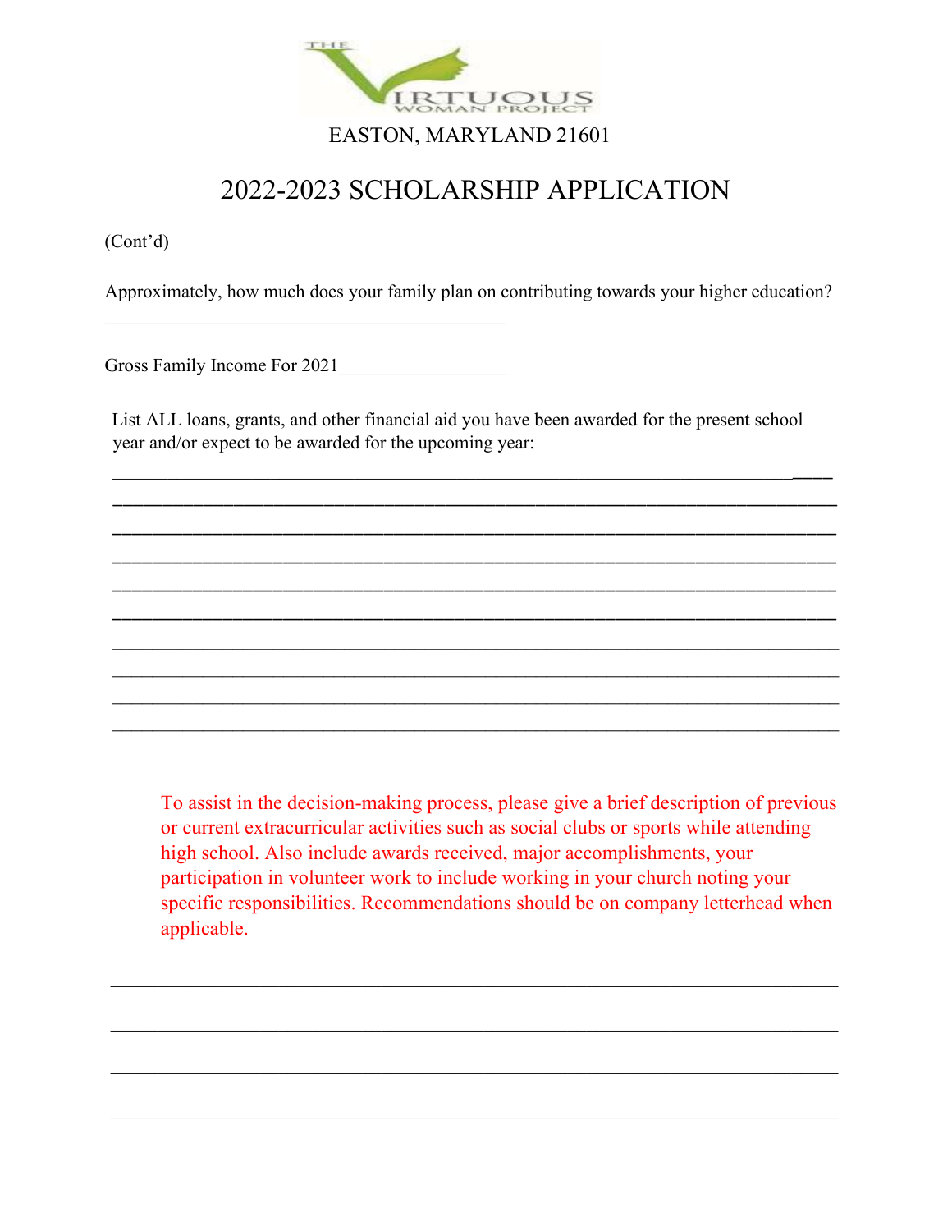EASTON, MARYLAND 21601

# 2022-2023 SCHOLARSHIP APPLICATION

(Cont'd)

Approximately, how much does your family plan on contributing towards your higher education?

____________________________________________

Gross Family Income For 2021__________________

List ALL loans, grants, and other financial aid you have been awarded for the present school year and/or expect to be awarded for the upcoming year:

________________________________________________________________________________
________________________________________________________________________________
________________________________________________________________________________
________________________________________________________________________________
________________________________________________________________________________
________________________________________________________________________________
________________________________________________________________________________
________________________________________________________________________________
________________________________________________________________________________
________________________________________________________________________________

To assist in the decision-making process, please give a brief description of previous or current extracurricular activities such as social clubs or sports while attending high school. Also include awards received, major accomplishments, your participation in volunteer work to include working in your church noting your specific responsibilities. Recommendations should be on company letterhead when applicable.

________________________________________________________________________________

________________________________________________________________________________

________________________________________________________________________________

________________________________________________________________________________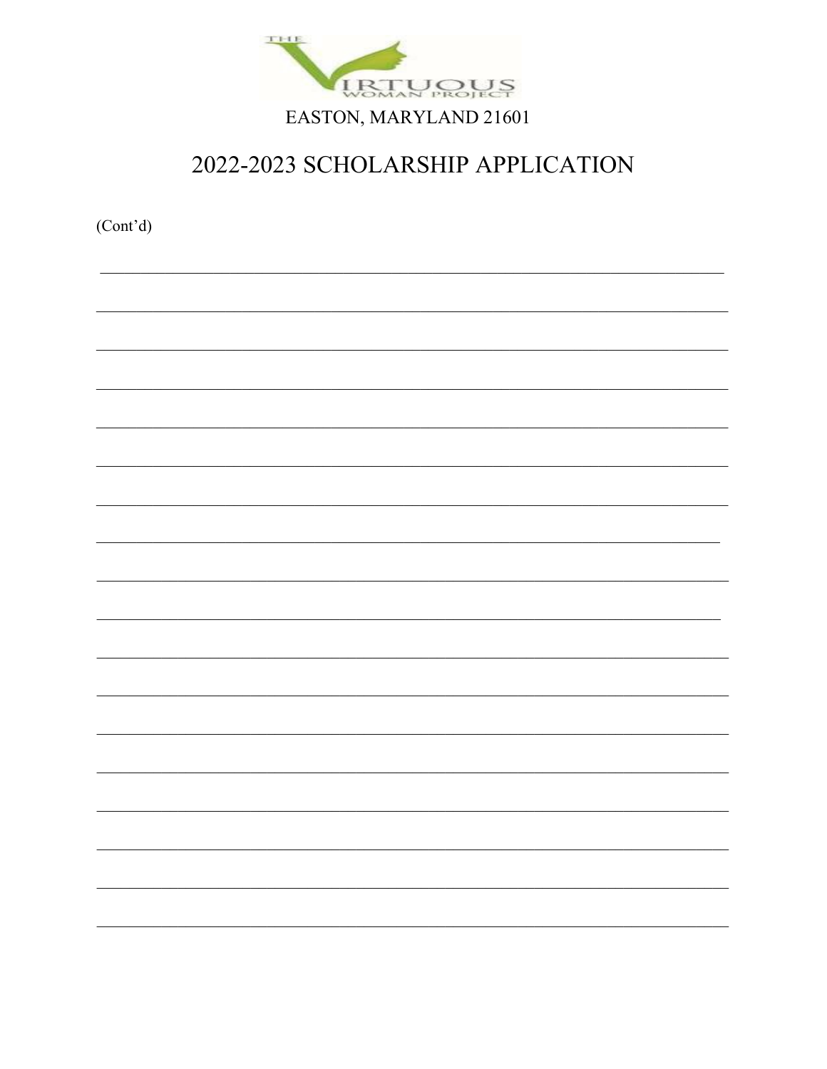THE VIRTUOUS WOMAN PROJECT

EASTON, MARYLAND 21601

# 2022-2023 SCHOLARSHIP APPLICATION

(Cont'd)

______________________________________________________________________________

______________________________________________________________________________

______________________________________________________________________________

______________________________________________________________________________

______________________________________________________________________________

______________________________________________________________________________

______________________________________________________________________________

______________________________________________________________________________

______________________________________________________________________________

______________________________________________________________________________

______________________________________________________________________________

______________________________________________________________________________

______________________________________________________________________________

______________________________________________________________________________

______________________________________________________________________________

______________________________________________________________________________

______________________________________________________________________________

______________________________________________________________________________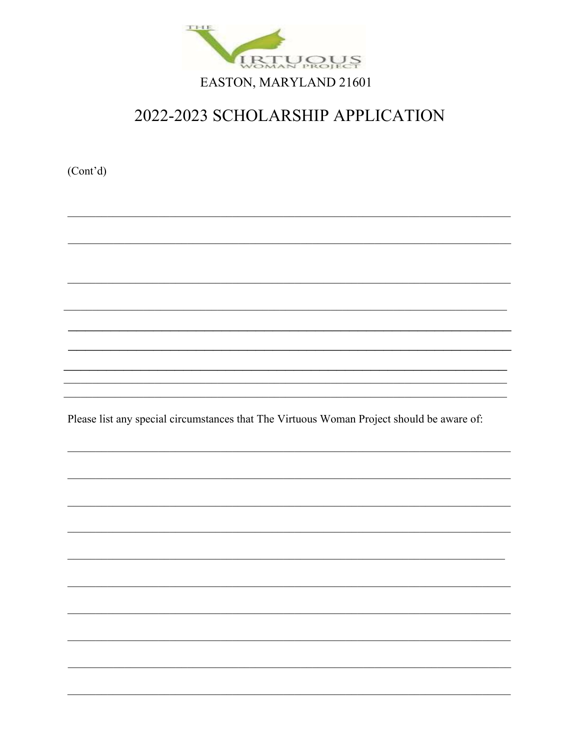EASTON, MARYLAND 21601

# 2022-2023 SCHOLARSHIP APPLICATION

(Cont'd)

\_\_\_\_\_\_\_\_\_\_\_\_\_\_\_\_\_\_\_\_\_\_\_\_\_\_\_\_\_\_\_\_\_\_\_\_\_\_\_\_\_\_\_\_\_\_\_\_\_\_\_\_\_\_\_\_\_\_\_\_\_\_\_\_\_\_\_\_\_\_\_\_\_\_

\_\_\_\_\_\_\_\_\_\_\_\_\_\_\_\_\_\_\_\_\_\_\_\_\_\_\_\_\_\_\_\_\_\_\_\_\_\_\_\_\_\_\_\_\_\_\_\_\_\_\_\_\_\_\_\_\_\_\_\_\_\_\_\_\_\_\_\_\_\_\_\_\_\_

\_\_\_\_\_\_\_\_\_\_\_\_\_\_\_\_\_\_\_\_\_\_\_\_\_\_\_\_\_\_\_\_\_\_\_\_\_\_\_\_\_\_\_\_\_\_\_\_\_\_\_\_\_\_\_\_\_\_\_\_\_\_\_\_\_\_\_\_\_\_\_\_\_\_

\_\_\_\_\_\_\_\_\_\_\_\_\_\_\_\_\_\_\_\_\_\_\_\_\_\_\_\_\_\_\_\_\_\_\_\_\_\_\_\_\_\_\_\_\_\_\_\_\_\_\_\_\_\_\_\_\_\_\_\_\_\_\_\_\_\_\_\_\_\_\_\_\_\_

\_\_\_\_\_\_\_\_\_\_\_\_\_\_\_\_\_\_\_\_\_\_\_\_\_\_\_\_\_\_\_\_\_\_\_\_\_\_\_\_\_\_\_\_\_\_\_\_\_\_\_\_\_\_\_\_\_\_\_\_\_\_\_\_\_\_\_\_\_\_\_\_\_\_

\_\_\_\_\_\_\_\_\_\_\_\_\_\_\_\_\_\_\_\_\_\_\_\_\_\_\_\_\_\_\_\_\_\_\_\_\_\_\_\_\_\_\_\_\_\_\_\_\_\_\_\_\_\_\_\_\_\_\_\_\_\_\_\_\_\_\_\_\_\_\_\_\_\_

\_\_\_\_\_\_\_\_\_\_\_\_\_\_\_\_\_\_\_\_\_\_\_\_\_\_\_\_\_\_\_\_\_\_\_\_\_\_\_\_\_\_\_\_\_\_\_\_\_\_\_\_\_\_\_\_\_\_\_\_\_\_\_\_\_\_\_\_\_\_\_\_\_\_

\_\_\_\_\_\_\_\_\_\_\_\_\_\_\_\_\_\_\_\_\_\_\_\_\_\_\_\_\_\_\_\_\_\_\_\_\_\_\_\_\_\_\_\_\_\_\_\_\_\_\_\_\_\_\_\_\_\_\_\_\_\_\_\_\_\_\_\_\_\_\_\_\_\_

\_\_\_\_\_\_\_\_\_\_\_\_\_\_\_\_\_\_\_\_\_\_\_\_\_\_\_\_\_\_\_\_\_\_\_\_\_\_\_\_\_\_\_\_\_\_\_\_\_\_\_\_\_\_\_\_\_\_\_\_\_\_\_\_\_\_\_\_\_\_\_\_\_\_

Please list any special circumstances that The Virtuous Woman Project should be aware of:

\_\_\_\_\_\_\_\_\_\_\_\_\_\_\_\_\_\_\_\_\_\_\_\_\_\_\_\_\_\_\_\_\_\_\_\_\_\_\_\_\_\_\_\_\_\_\_\_\_\_\_\_\_\_\_\_\_\_\_\_\_\_\_\_\_\_\_\_\_\_\_\_\_\_

\_\_\_\_\_\_\_\_\_\_\_\_\_\_\_\_\_\_\_\_\_\_\_\_\_\_\_\_\_\_\_\_\_\_\_\_\_\_\_\_\_\_\_\_\_\_\_\_\_\_\_\_\_\_\_\_\_\_\_\_\_\_\_\_\_\_\_\_\_\_\_\_\_\_

\_\_\_\_\_\_\_\_\_\_\_\_\_\_\_\_\_\_\_\_\_\_\_\_\_\_\_\_\_\_\_\_\_\_\_\_\_\_\_\_\_\_\_\_\_\_\_\_\_\_\_\_\_\_\_\_\_\_\_\_\_\_\_\_\_\_\_\_\_\_\_\_\_\_

\_\_\_\_\_\_\_\_\_\_\_\_\_\_\_\_\_\_\_\_\_\_\_\_\_\_\_\_\_\_\_\_\_\_\_\_\_\_\_\_\_\_\_\_\_\_\_\_\_\_\_\_\_\_\_\_\_\_\_\_\_\_\_\_\_\_\_\_\_\_\_\_\_\_

\_\_\_\_\_\_\_\_\_\_\_\_\_\_\_\_\_\_\_\_\_\_\_\_\_\_\_\_\_\_\_\_\_\_\_\_\_\_\_\_\_\_\_\_\_\_\_\_\_\_\_\_\_\_\_\_\_\_\_\_\_\_\_\_\_\_\_\_\_\_\_\_\_\_

\_\_\_\_\_\_\_\_\_\_\_\_\_\_\_\_\_\_\_\_\_\_\_\_\_\_\_\_\_\_\_\_\_\_\_\_\_\_\_\_\_\_\_\_\_\_\_\_\_\_\_\_\_\_\_\_\_\_\_\_\_\_\_\_\_\_\_\_\_\_\_\_\_\_

\_\_\_\_\_\_\_\_\_\_\_\_\_\_\_\_\_\_\_\_\_\_\_\_\_\_\_\_\_\_\_\_\_\_\_\_\_\_\_\_\_\_\_\_\_\_\_\_\_\_\_\_\_\_\_\_\_\_\_\_\_\_\_\_\_\_\_\_\_\_\_\_\_\_

\_\_\_\_\_\_\_\_\_\_\_\_\_\_\_\_\_\_\_\_\_\_\_\_\_\_\_\_\_\_\_\_\_\_\_\_\_\_\_\_\_\_\_\_\_\_\_\_\_\_\_\_\_\_\_\_\_\_\_\_\_\_\_\_\_\_\_\_\_\_\_\_\_\_

\_\_\_\_\_\_\_\_\_\_\_\_\_\_\_\_\_\_\_\_\_\_\_\_\_\_\_\_\_\_\_\_\_\_\_\_\_\_\_\_\_\_\_\_\_\_\_\_\_\_\_\_\_\_\_\_\_\_\_\_\_\_\_\_\_\_\_\_\_\_\_\_\_\_

\_\_\_\_\_\_\_\_\_\_\_\_\_\_\_\_\_\_\_\_\_\_\_\_\_\_\_\_\_\_\_\_\_\_\_\_\_\_\_\_\_\_\_\_\_\_\_\_\_\_\_\_\_\_\_\_\_\_\_\_\_\_\_\_\_\_\_\_\_\_\_\_\_\_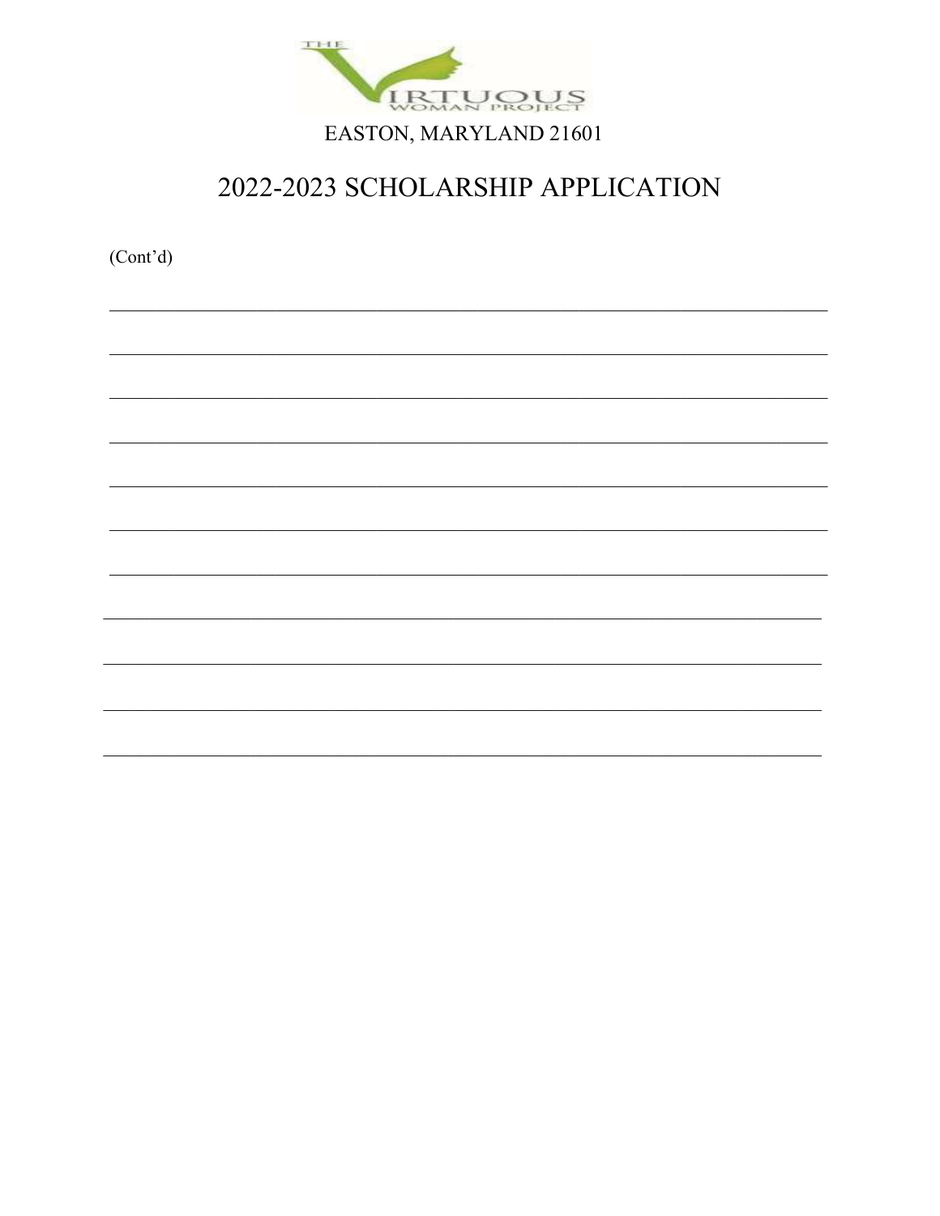THE VIRTUOUS WOMAN PROJECT

EASTON, MARYLAND 21601

# 2022-2023 SCHOLARSHIP APPLICATION

(Cont'd)

______________________________________________________________________________

______________________________________________________________________________

______________________________________________________________________________

______________________________________________________________________________

______________________________________________________________________________

______________________________________________________________________________

______________________________________________________________________________

______________________________________________________________________________

______________________________________________________________________________

______________________________________________________________________________

______________________________________________________________________________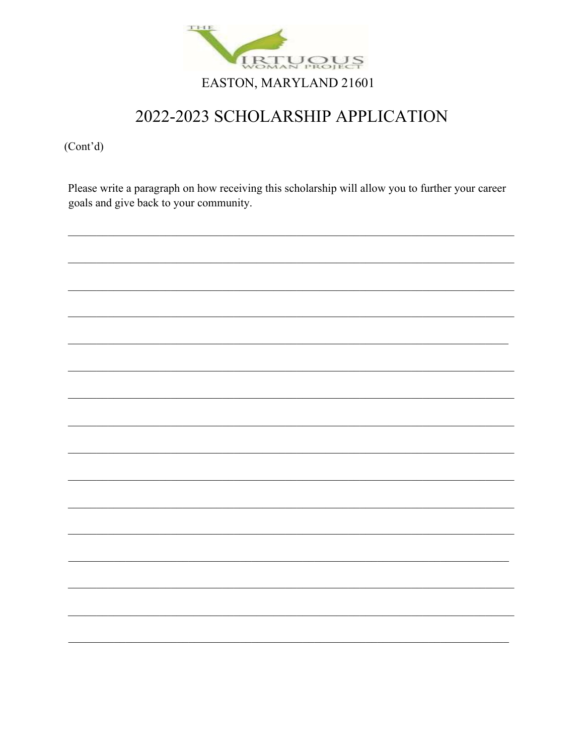THE VIRTUOUS WOMAN PROJECT

EASTON, MARYLAND 21601

# 2022-2023 SCHOLARSHIP APPLICATION

(Cont'd)

Please write a paragraph on how receiving this scholarship will allow you to further your career goals and give back to your community.

\_\_\_\_\_\_\_\_\_\_\_\_\_\_\_\_\_\_\_\_\_\_\_\_\_\_\_\_\_\_\_\_\_\_\_\_\_\_\_\_\_\_\_\_\_\_\_\_\_\_\_\_\_\_\_\_\_\_\_\_\_\_\_\_\_\_\_\_\_\_\_\_\_\_\_\_

\_\_\_\_\_\_\_\_\_\_\_\_\_\_\_\_\_\_\_\_\_\_\_\_\_\_\_\_\_\_\_\_\_\_\_\_\_\_\_\_\_\_\_\_\_\_\_\_\_\_\_\_\_\_\_\_\_\_\_\_\_\_\_\_\_\_\_\_\_\_\_\_\_\_\_\_

\_\_\_\_\_\_\_\_\_\_\_\_\_\_\_\_\_\_\_\_\_\_\_\_\_\_\_\_\_\_\_\_\_\_\_\_\_\_\_\_\_\_\_\_\_\_\_\_\_\_\_\_\_\_\_\_\_\_\_\_\_\_\_\_\_\_\_\_\_\_\_\_\_\_\_\_

\_\_\_\_\_\_\_\_\_\_\_\_\_\_\_\_\_\_\_\_\_\_\_\_\_\_\_\_\_\_\_\_\_\_\_\_\_\_\_\_\_\_\_\_\_\_\_\_\_\_\_\_\_\_\_\_\_\_\_\_\_\_\_\_\_\_\_\_\_\_\_\_\_\_\_\_

\_\_\_\_\_\_\_\_\_\_\_\_\_\_\_\_\_\_\_\_\_\_\_\_\_\_\_\_\_\_\_\_\_\_\_\_\_\_\_\_\_\_\_\_\_\_\_\_\_\_\_\_\_\_\_\_\_\_\_\_\_\_\_\_\_\_\_\_\_\_\_\_\_\_\_\_

\_\_\_\_\_\_\_\_\_\_\_\_\_\_\_\_\_\_\_\_\_\_\_\_\_\_\_\_\_\_\_\_\_\_\_\_\_\_\_\_\_\_\_\_\_\_\_\_\_\_\_\_\_\_\_\_\_\_\_\_\_\_\_\_\_\_\_\_\_\_\_\_\_\_\_\_

\_\_\_\_\_\_\_\_\_\_\_\_\_\_\_\_\_\_\_\_\_\_\_\_\_\_\_\_\_\_\_\_\_\_\_\_\_\_\_\_\_\_\_\_\_\_\_\_\_\_\_\_\_\_\_\_\_\_\_\_\_\_\_\_\_\_\_\_\_\_\_\_\_\_\_\_

\_\_\_\_\_\_\_\_\_\_\_\_\_\_\_\_\_\_\_\_\_\_\_\_\_\_\_\_\_\_\_\_\_\_\_\_\_\_\_\_\_\_\_\_\_\_\_\_\_\_\_\_\_\_\_\_\_\_\_\_\_\_\_\_\_\_\_\_\_\_\_\_\_\_\_\_

\_\_\_\_\_\_\_\_\_\_\_\_\_\_\_\_\_\_\_\_\_\_\_\_\_\_\_\_\_\_\_\_\_\_\_\_\_\_\_\_\_\_\_\_\_\_\_\_\_\_\_\_\_\_\_\_\_\_\_\_\_\_\_\_\_\_\_\_\_\_\_\_\_\_\_\_

\_\_\_\_\_\_\_\_\_\_\_\_\_\_\_\_\_\_\_\_\_\_\_\_\_\_\_\_\_\_\_\_\_\_\_\_\_\_\_\_\_\_\_\_\_\_\_\_\_\_\_\_\_\_\_\_\_\_\_\_\_\_\_\_\_\_\_\_\_\_\_\_\_\_\_\_

\_\_\_\_\_\_\_\_\_\_\_\_\_\_\_\_\_\_\_\_\_\_\_\_\_\_\_\_\_\_\_\_\_\_\_\_\_\_\_\_\_\_\_\_\_\_\_\_\_\_\_\_\_\_\_\_\_\_\_\_\_\_\_\_\_\_\_\_\_\_\_\_\_\_\_\_

\_\_\_\_\_\_\_\_\_\_\_\_\_\_\_\_\_\_\_\_\_\_\_\_\_\_\_\_\_\_\_\_\_\_\_\_\_\_\_\_\_\_\_\_\_\_\_\_\_\_\_\_\_\_\_\_\_\_\_\_\_\_\_\_\_\_\_\_\_\_\_\_\_\_\_\_

\_\_\_\_\_\_\_\_\_\_\_\_\_\_\_\_\_\_\_\_\_\_\_\_\_\_\_\_\_\_\_\_\_\_\_\_\_\_\_\_\_\_\_\_\_\_\_\_\_\_\_\_\_\_\_\_\_\_\_\_\_\_\_\_\_\_\_\_\_\_\_\_\_\_\_\_

\_\_\_\_\_\_\_\_\_\_\_\_\_\_\_\_\_\_\_\_\_\_\_\_\_\_\_\_\_\_\_\_\_\_\_\_\_\_\_\_\_\_\_\_\_\_\_\_\_\_\_\_\_\_\_\_\_\_\_\_\_\_\_\_\_\_\_\_\_\_\_\_\_\_\_\_

\_\_\_\_\_\_\_\_\_\_\_\_\_\_\_\_\_\_\_\_\_\_\_\_\_\_\_\_\_\_\_\_\_\_\_\_\_\_\_\_\_\_\_\_\_\_\_\_\_\_\_\_\_\_\_\_\_\_\_\_\_\_\_\_\_\_\_\_\_\_\_\_\_\_\_\_

\_\_\_\_\_\_\_\_\_\_\_\_\_\_\_\_\_\_\_\_\_\_\_\_\_\_\_\_\_\_\_\_\_\_\_\_\_\_\_\_\_\_\_\_\_\_\_\_\_\_\_\_\_\_\_\_\_\_\_\_\_\_\_\_\_\_\_\_\_\_\_\_\_\_\_\_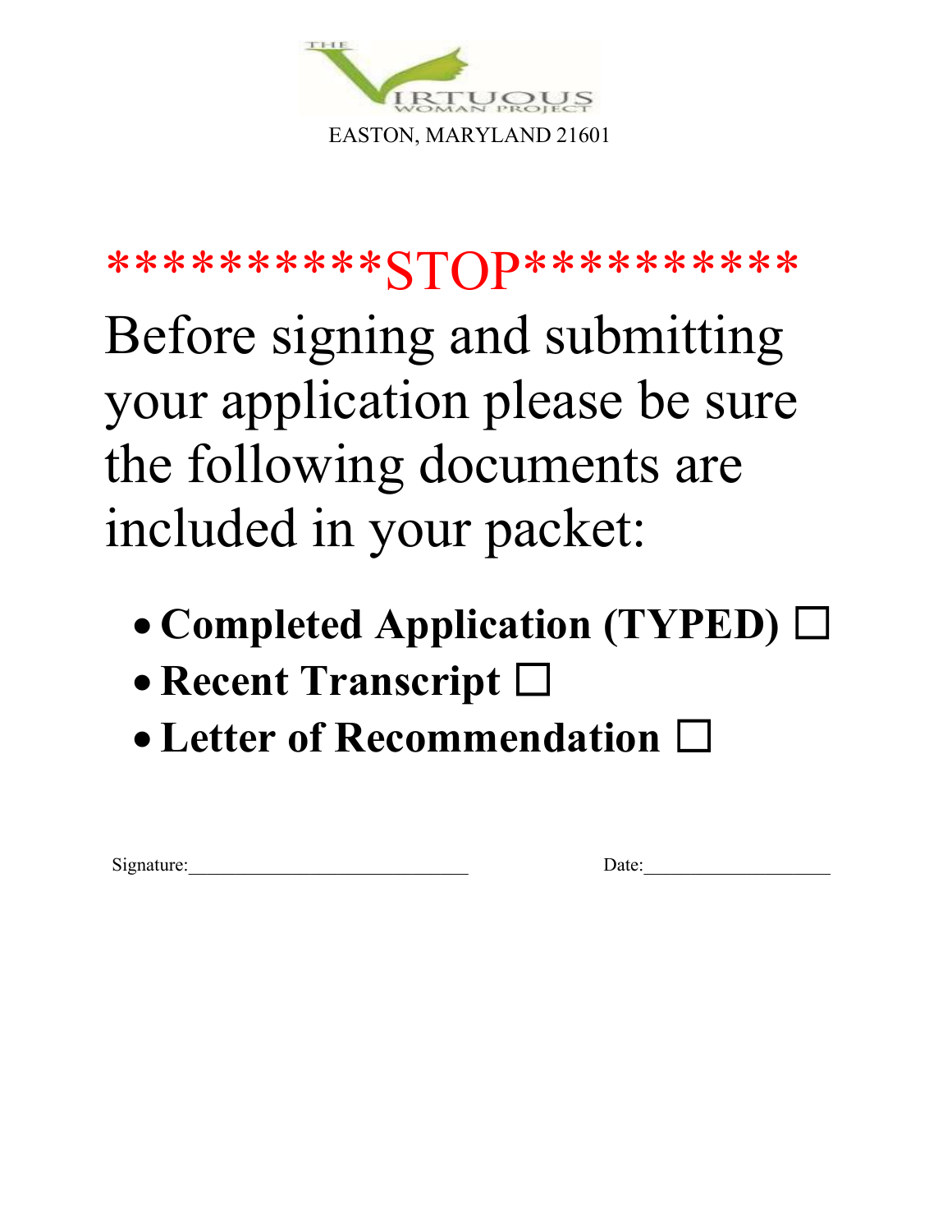THE VIRTUOUS WOMAN PROJECT

EASTON, MARYLAND 21601

**********STOP**********

# Before signing and submitting your application please be sure the following documents are included in your packet:

- **Completed Application (TYPED)** ☐
- **Recent Transcript** ☐
- **Letter of Recommendation** ☐

Signature:____________________________ Date:___________________